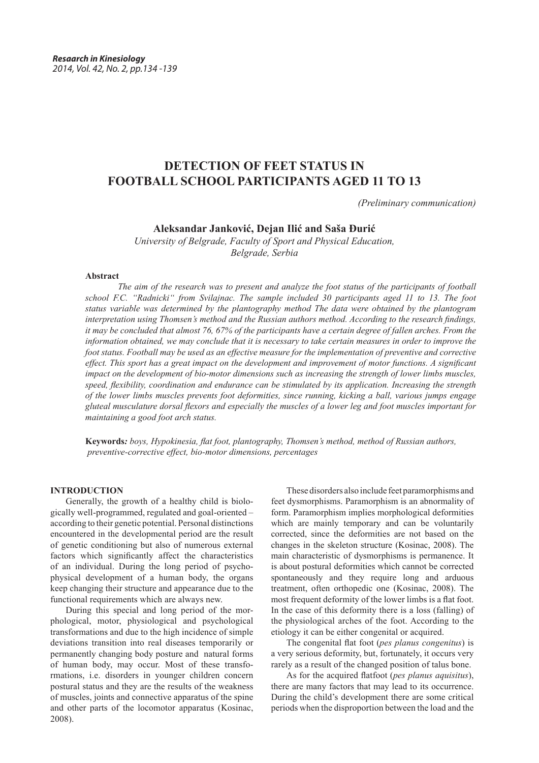# DETECTION OF FEET STATUS IN FOOTBALL SCHOOL PARTICIPANTS AGED 11 TO 13

*(Preliminary communication)*

**Aleksandar Janković, Dejan Ilić and Saša Đurić**

*University of Belgrade, Faculty of Sport and Physical Education, Belgrade, Serbia*

**Abstract**

*The aim of the research was to present and analyze the foot status of the participants of football school F.C. "Radnicki" from Svilajnac. The sample included 30 participants aged 11 to 13. The foot status variable was determined by the plantography method The data were obtained by the plantogram interpretation using Thomsen's method and the Russian authors method. According to the research findings, it may be concluded that almost 76, 67% of the participants have a certain degree of fallen arches. From the information obtained, we may conclude that it is necessary to take certain measures in order to improve the foot status. Football may be used as an effective measure for the implementation of preventive and corrective effect. This sport has a great impact on the development and improvement of motor functions. A significant impact on the development of bio-motor dimensions such as increasing the strength of lower limbs muscles, speed, flexibility, coordination and endurance can be stimulated by its application. Increasing the strength of the lower limbs muscles prevents foot deformities, since running, kicking a ball, various jumps engage gluteal musculature dorsal flexors and especially the muscles of a lower leg and foot muscles important for maintaining a good foot arch status.*

**Keywords***: boys, Hypokinesia, flat foot, plantography, Thomsen's method, method of Russian authors, preventive-corrective effect, bio-motor dimensions, percentages*

## INTRODUCTION

Generally, the growth of a healthy child is biologically well-programmed, regulated and goal-oriented – according to their genetic potential. Personal distinctions encountered in the developmental period are the result of genetic conditioning but also of numerous external factors which significantly affect the characteristics of an individual. During the long period of psychophysical development of a human body, the organs keep changing their structure and appearance due to the functional requirements which are always new.

During this special and long period of the morphological, motor, physiological and psychological transformations and due to the high incidence of simple deviations transition into real diseases temporarily or permanently changing body posture and natural forms of human body, may occur. Most of these transformations, i.e. disorders in younger children concern postural status and they are the results of the weakness of muscles, joints and connective apparatus of the spine and other parts of the locomotor apparatus (Kosinac, 2008).

These disorders also include feet paramorphisms and feet dysmorphisms. Paramorphism is an abnormality of form. Paramorphism implies morphological deformities which are mainly temporary and can be voluntarily corrected, since the deformities are not based on the changes in the skeleton structure (Kosinac, 2008). The main characteristic of dysmorphisms is permanence. It is about postural deformities which cannot be corrected spontaneously and they require long and arduous treatment, often orthopedic one (Kosinac, 2008). The most frequent deformity of the lower limbs is a flat foot. In the case of this deformity there is a loss (falling) of the physiological arches of the foot. According to the etiology it can be either congenital or acquired.

The congenital flat foot (*pes planus congenitus*) is a very serious deformity, but, fortunately, it occurs very rarely as a result of the changed position of talus bone.

As for the acquired flatfoot (*pes planus aquisitus*), there are many factors that may lead to its occurrence. During the child's development there are some critical periods when the disproportion between the load and the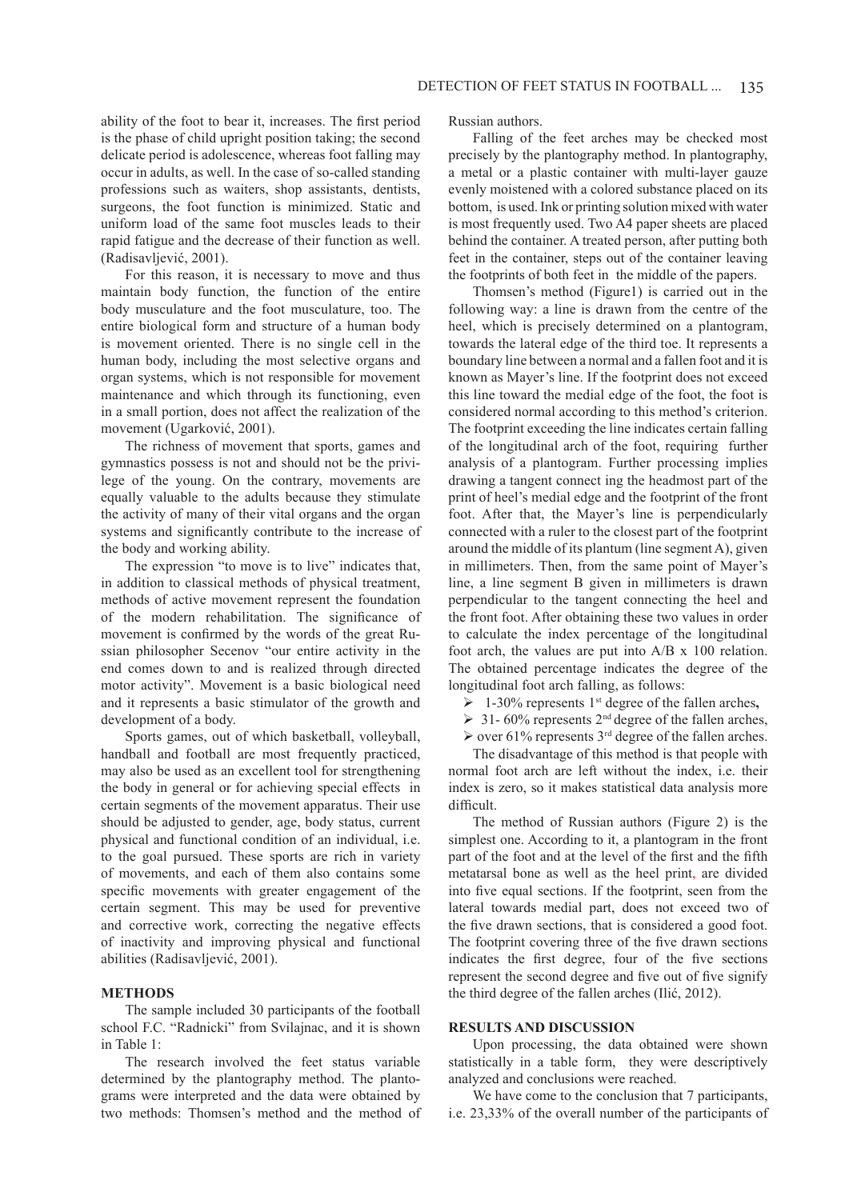ability of the foot to bear it, increases. The first period is the phase of child upright position taking; the second delicate period is adolescence, whereas foot falling may occur in adults, as well. In the case of so-called standing professions such as waiters, shop assistants, dentists, surgeons, the foot function is minimized. Static and uniform load of the same foot muscles leads to their rapid fatigue and the decrease of their function as well. (Radisavljević, 2001).

For this reason, it is necessary to move and thus maintain body function, the function of the entire body musculature and the foot musculature, too. The entire biological form and structure of a human body is movement oriented. There is no single cell in the human body, including the most selective organs and organ systems, which is not responsible for movement maintenance and which through its functioning, even in a small portion, does not affect the realization of the movement (Ugarković, 2001).

The richness of movement that sports, games and gymnastics possess is not and should not be the privilege of the young. On the contrary, movements are equally valuable to the adults because they stimulate the activity of many of their vital organs and the organ systems and significantly contribute to the increase of the body and working ability.

The expression "to move is to live" indicates that, in addition to classical methods of physical treatment, methods of active movement represent the foundation of the modern rehabilitation. The significance of movement is confirmed by the words of the great Russian philosopher Secenov "our entire activity in the end comes down to and is realized through directed motor activity". Movement is a basic biological need and it represents a basic stimulator of the growth and development of a body.

Sports games, out of which basketball, volleyball, handball and football are most frequently practiced, may also be used as an excellent tool for strengthening the body in general or for achieving special effects in certain segments of the movement apparatus. Their use should be adjusted to gender, age, body status, current physical and functional condition of an individual, i.e. to the goal pursued. These sports are rich in variety of movements, and each of them also contains some specific movements with greater engagement of the certain segment. This may be used for preventive and corrective work, correcting the negative effects of inactivity and improving physical and functional abilities (Radisavljević, 2001).

## METHODS

The sample included 30 participants of the football school F.C. "Radnicki" from Svilajnac, and it is shown in Table 1:

The research involved the feet status variable determined by the plantography method. The plantograms were interpreted and the data were obtained by two methods: Thomsen's method and the method of Russian authors.

Falling of the feet arches may be checked most precisely by the plantography method. In plantography, a metal or a plastic container with multi-layer gauze evenly moistened with a colored substance placed on its bottom, is used. Ink or printing solution mixed with water is most frequently used. Two A4 paper sheets are placed behind the container. A treated person, after putting both feet in the container, steps out of the container leaving the footprints of both feet in the middle of the papers.

Thomsen's method (Figure1) is carried out in the following way: a line is drawn from the centre of the heel, which is precisely determined on a plantogram, towards the lateral edge of the third toe. It represents a boundary line between a normal and a fallen foot and it is known as Mayer's line. If the footprint does not exceed this line toward the medial edge of the foot, the foot is considered normal according to this method's criterion. The footprint exceeding the line indicates certain falling of the longitudinal arch of the foot, requiring further analysis of a plantogram. Further processing implies drawing a tangent connect ing the headmost part of the print of heel's medial edge and the footprint of the front foot. After that, the Mayer's line is perpendicularly connected with a ruler to the closest part of the footprint around the middle of its plantum (line segment A), given in millimeters. Then, from the same point of Mayer's line, a line segment B given in millimeters is drawn perpendicular to the tangent connecting the heel and the front foot. After obtaining these two values in order to calculate the index percentage of the longitudinal foot arch, the values are put into A/B x 100 relation. The obtained percentage indicates the degree of the longitudinal foot arch falling, as follows:

- 1-30% represents 1st degree of the fallen arches**,**
- 31- 60% represents 2nd degree of the fallen arches,
- over 61% represents 3rd degree of the fallen arches.

The disadvantage of this method is that people with normal foot arch are left without the index, i.e. their index is zero, so it makes statistical data analysis more difficult.

The method of Russian authors (Figure 2) is the simplest one. According to it, a plantogram in the front part of the foot and at the level of the first and the fifth metatarsal bone as well as the heel print, are divided into five equal sections. If the footprint, seen from the lateral towards medial part, does not exceed two of the five drawn sections, that is considered a good foot. The footprint covering three of the five drawn sections indicates the first degree, four of the five sections represent the second degree and five out of five signify the third degree of the fallen arches (Ilić, 2012).

## RESULTS AND DISCUSSION

Upon processing, the data obtained were shown statistically in a table form, they were descriptively analyzed and conclusions were reached.

We have come to the conclusion that 7 participants, i.e. 23,33% of the overall number of the participants of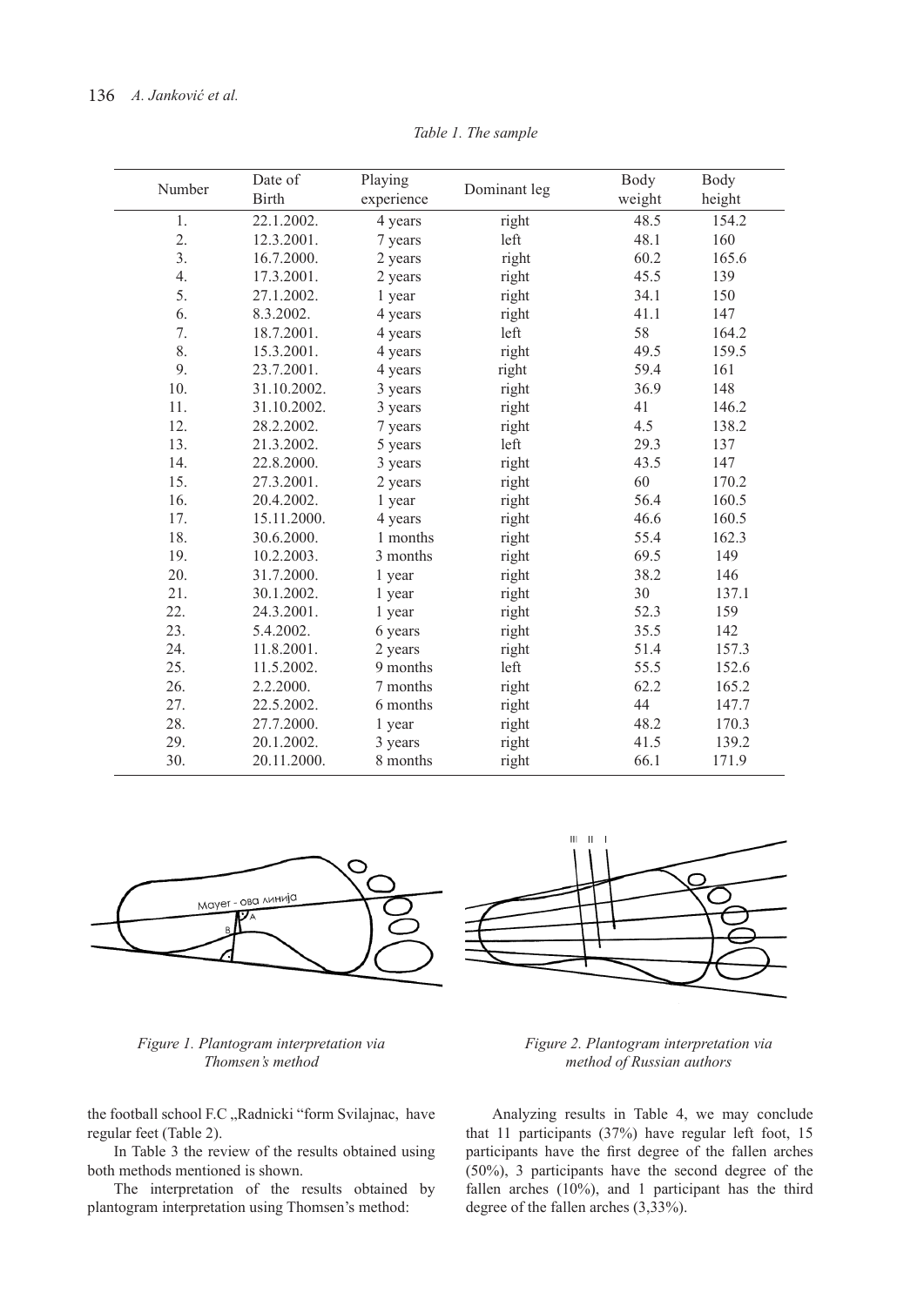*Table 1. The sample*

| Number | Date of Birth | Playing experience | Dominant leg | Body weight | Body height |
|---|---|---|---|---|---|
| 1. | 22.1.2002. | 4 years | right | 48.5 | 154.2 |
| 2. | 12.3.2001. | 7 years | left | 48.1 | 160 |
| 3. | 16.7.2000. | 2 years | right | 60.2 | 165.6 |
| 4. | 17.3.2001. | 2 years | right | 45.5 | 139 |
| 5. | 27.1.2002. | 1 year | right | 34.1 | 150 |
| 6. | 8.3.2002. | 4 years | right | 41.1 | 147 |
| 7. | 18.7.2001. | 4 years | left | 58 | 164.2 |
| 8. | 15.3.2001. | 4 years | right | 49.5 | 159.5 |
| 9. | 23.7.2001. | 4 years | right | 59.4 | 161 |
| 10. | 31.10.2002. | 3 years | right | 36.9 | 148 |
| 11. | 31.10.2002. | 3 years | right | 41 | 146.2 |
| 12. | 28.2.2002. | 7 years | right | 4.5 | 138.2 |
| 13. | 21.3.2002. | 5 years | left | 29.3 | 137 |
| 14. | 22.8.2000. | 3 years | right | 43.5 | 147 |
| 15. | 27.3.2001. | 2 years | right | 60 | 170.2 |
| 16. | 20.4.2002. | 1 year | right | 56.4 | 160.5 |
| 17. | 15.11.2000. | 4 years | right | 46.6 | 160.5 |
| 18. | 30.6.2000. | 1 months | right | 55.4 | 162.3 |
| 19. | 10.2.2003. | 3 months | right | 69.5 | 149 |
| 20. | 31.7.2000. | 1 year | right | 38.2 | 146 |
| 21. | 30.1.2002. | 1 year | right | 30 | 137.1 |
| 22. | 24.3.2001. | 1 year | right | 52.3 | 159 |
| 23. | 5.4.2002. | 6 years | right | 35.5 | 142 |
| 24. | 11.8.2001. | 2 years | right | 51.4 | 157.3 |
| 25. | 11.5.2002. | 9 months | left | 55.5 | 152.6 |
| 26. | 2.2.2000. | 7 months | right | 62.2 | 165.2 |
| 27. | 22.5.2002. | 6 months | right | 44 | 147.7 |
| 28. | 27.7.2000. | 1 year | right | 48.2 | 170.3 |
| 29. | 20.1.2002. | 3 years | right | 41.5 | 139.2 |
| 30. | 20.11.2000. | 8 months | right | 66.1 | 171.9 |

*Figure 1. Plantogram interpretation via Thomsen's method*

*Figure 2. Plantogram interpretation via method of Russian authors*

the football school F.C „Radnicki "form Svilajnac, have regular feet (Table 2).

In Table 3 the review of the results obtained using both methods mentioned is shown.

The interpretation of the results obtained by plantogram interpretation using Thomsen's method:

Analyzing results in Table 4, we may conclude that 11 participants (37%) have regular left foot, 15 participants have the first degree of the fallen arches (50%), 3 participants have the second degree of the fallen arches (10%), and 1 participant has the third degree of the fallen arches (3,33%).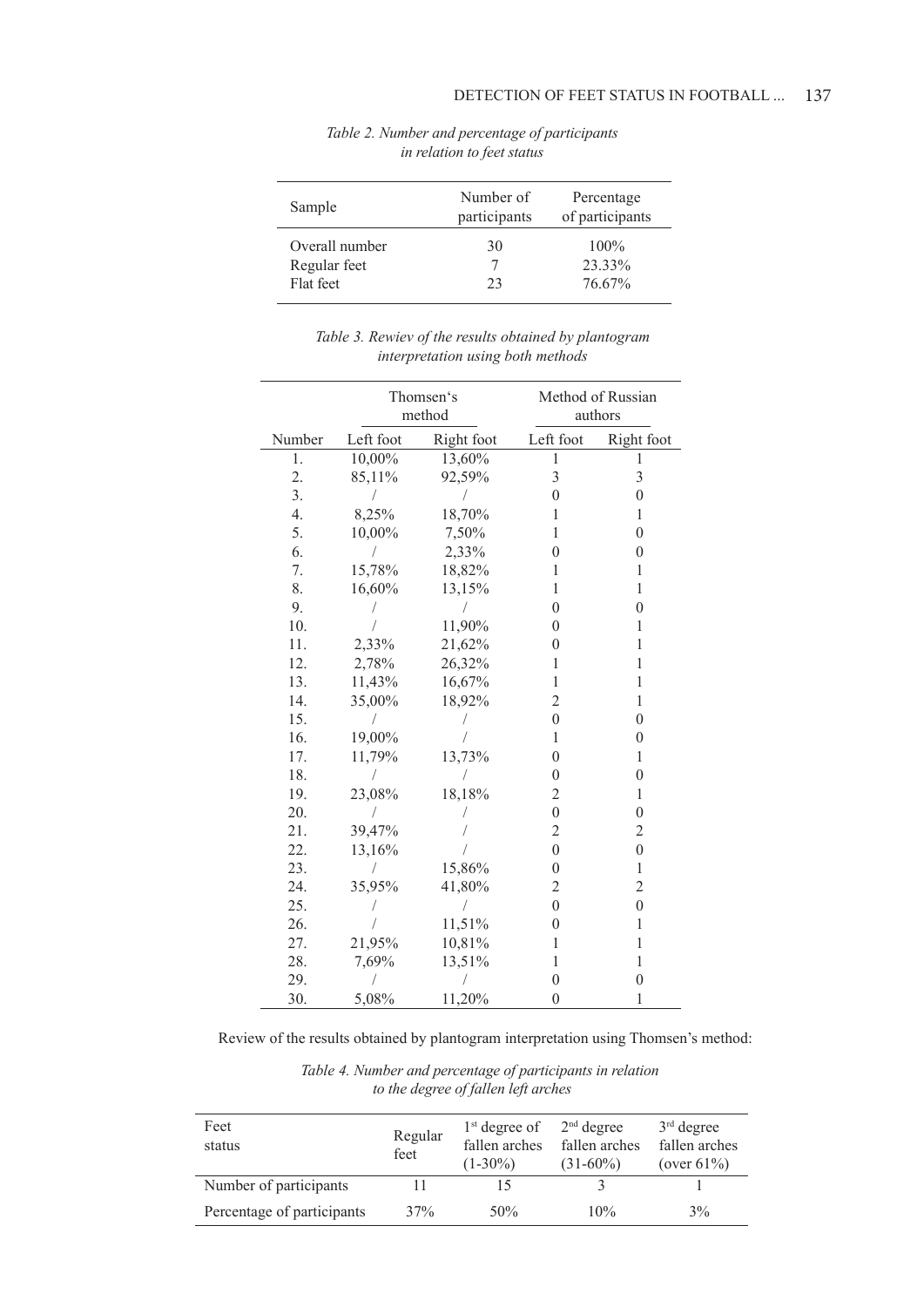*Table 2. Number and percentage of participants in relation to feet status*

| Sample | Number of participants | Percentage of participants |
|---|---|---|
| Overall number | 30 | 100% |
| Regular feet | 7 | 23.33% |
| Flat feet | 23 | 76.67% |

*Table 3. Rewiev of the results obtained by plantogram interpretation using both methods*

| | Thomsen's method | | Method of Russian authors | |
|---|---|---|---|---|
| Number | Left foot | Right foot | Left foot | Right foot |
| 1. | 10,00% | 13,60% | 1 | 1 |
| 2. | 85,11% | 92,59% | 3 | 3 |
| 3. | / | / | 0 | 0 |
| 4. | 8,25% | 18,70% | 1 | 1 |
| 5. | 10,00% | 7,50% | 1 | 0 |
| 6. | / | 2,33% | 0 | 0 |
| 7. | 15,78% | 18,82% | 1 | 1 |
| 8. | 16,60% | 13,15% | 1 | 1 |
| 9. | / | / | 0 | 0 |
| 10. | / | 11,90% | 0 | 1 |
| 11. | 2,33% | 21,62% | 0 | 1 |
| 12. | 2,78% | 26,32% | 1 | 1 |
| 13. | 11,43% | 16,67% | 1 | 1 |
| 14. | 35,00% | 18,92% | 2 | 1 |
| 15. | / | / | 0 | 0 |
| 16. | 19,00% | / | 1 | 0 |
| 17. | 11,79% | 13,73% | 0 | 1 |
| 18. | / | / | 0 | 0 |
| 19. | 23,08% | 18,18% | 2 | 1 |
| 20. | / | / | 0 | 0 |
| 21. | 39,47% | / | 2 | 2 |
| 22. | 13,16% | / | 0 | 0 |
| 23. | / | 15,86% | 0 | 1 |
| 24. | 35,95% | 41,80% | 2 | 2 |
| 25. | / | / | 0 | 0 |
| 26. | / | 11,51% | 0 | 1 |
| 27. | 21,95% | 10,81% | 1 | 1 |
| 28. | 7,69% | 13,51% | 1 | 1 |
| 29. | / | / | 0 | 0 |
| 30. | 5,08% | 11,20% | 0 | 1 |

Review of the results obtained by plantogram interpretation using Thomsen's method:

*Table 4. Number and percentage of participants in relation to the degree of fallen left arches*

| Feet status | Regular feet | 1st degree of fallen arches (1-30%) | 2nd degree fallen arches (31-60%) | 3rd degree fallen arches (over 61%) |
|---|---|---|---|---|
| Number of participants | 11 | 15 | 3 | 1 |
| Percentage of participants | 37% | 50% | 10% | 3% |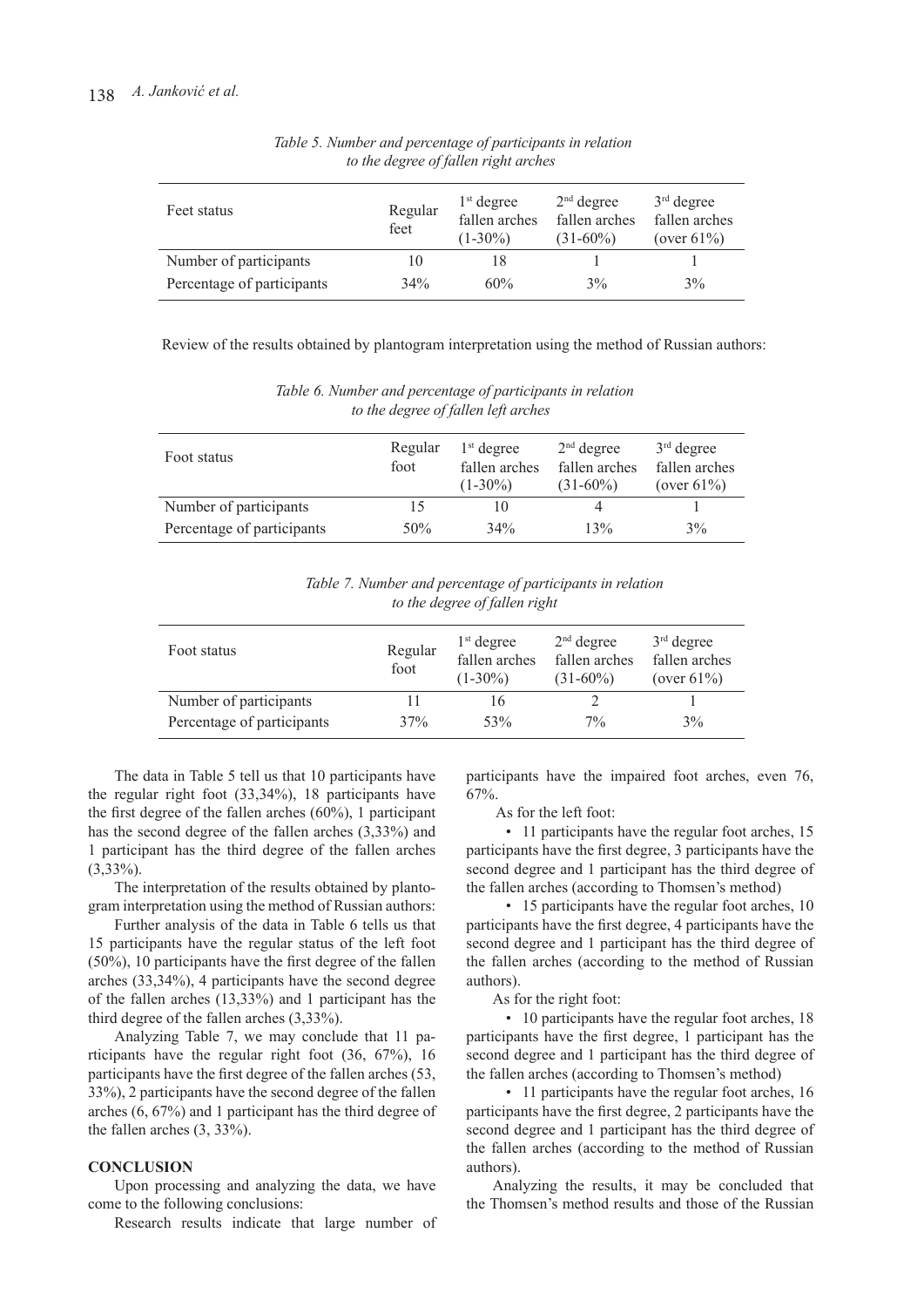*Table 5. Number and percentage of participants in relation to the degree of fallen right arches*

| Feet status | Regular feet | 1st degree fallen arches (1-30%) | 2nd degree fallen arches (31-60%) | 3rd degree fallen arches (over 61%) |
|---|---|---|---|---|
| Number of participants | 10 | 18 | 1 | 1 |
| Percentage of participants | 34% | 60% | 3% | 3% |

Review of the results obtained by plantogram interpretation using the method of Russian authors:

*Table 6. Number and percentage of participants in relation to the degree of fallen left arches*

| Foot status | Regular foot | 1st degree fallen arches (1-30%) | 2nd degree fallen arches (31-60%) | 3rd degree fallen arches (over 61%) |
|---|---|---|---|---|
| Number of participants | 15 | 10 | 4 | 1 |
| Percentage of participants | 50% | 34% | 13% | 3% |

*Table 7. Number and percentage of participants in relation to the degree of fallen right*

| Foot status | Regular foot | 1st degree fallen arches (1-30%) | 2nd degree fallen arches (31-60%) | 3rd degree fallen arches (over 61%) |
|---|---|---|---|---|
| Number of participants | 11 | 16 | 2 | 1 |
| Percentage of participants | 37% | 53% | 7% | 3% |

The data in Table 5 tell us that 10 participants have the regular right foot (33,34%), 18 participants have the first degree of the fallen arches (60%), 1 participant has the second degree of the fallen arches (3,33%) and 1 participant has the third degree of the fallen arches (3,33%).

The interpretation of the results obtained by plantogram interpretation using the method of Russian authors:

Further analysis of the data in Table 6 tells us that 15 participants have the regular status of the left foot (50%), 10 participants have the first degree of the fallen arches (33,34%), 4 participants have the second degree of the fallen arches (13,33%) and 1 participant has the third degree of the fallen arches (3,33%).

Analyzing Table 7, we may conclude that 11 participants have the regular right foot (36, 67%), 16 participants have the first degree of the fallen arches (53, 33%), 2 participants have the second degree of the fallen arches (6, 67%) and 1 participant has the third degree of the fallen arches (3, 33%).

## CONCLUSION

Upon processing and analyzing the data, we have come to the following conclusions:

Research results indicate that large number of participants have the impaired foot arches, even 76, 67%.

As for the left foot:

- 11 participants have the regular foot arches, 15 participants have the first degree, 3 participants have the second degree and 1 participant has the third degree of the fallen arches (according to Thomsen's method)
- 15 participants have the regular foot arches, 10 participants have the first degree, 4 participants have the second degree and 1 participant has the third degree of the fallen arches (according to the method of Russian authors).

As for the right foot:

- 10 participants have the regular foot arches, 18 participants have the first degree, 1 participant has the second degree and 1 participant has the third degree of the fallen arches (according to Thomsen's method)
- 11 participants have the regular foot arches, 16 participants have the first degree, 2 participants have the second degree and 1 participant has the third degree of the fallen arches (according to the method of Russian authors).

Analyzing the results, it may be concluded that the Thomsen's method results and those of the Russian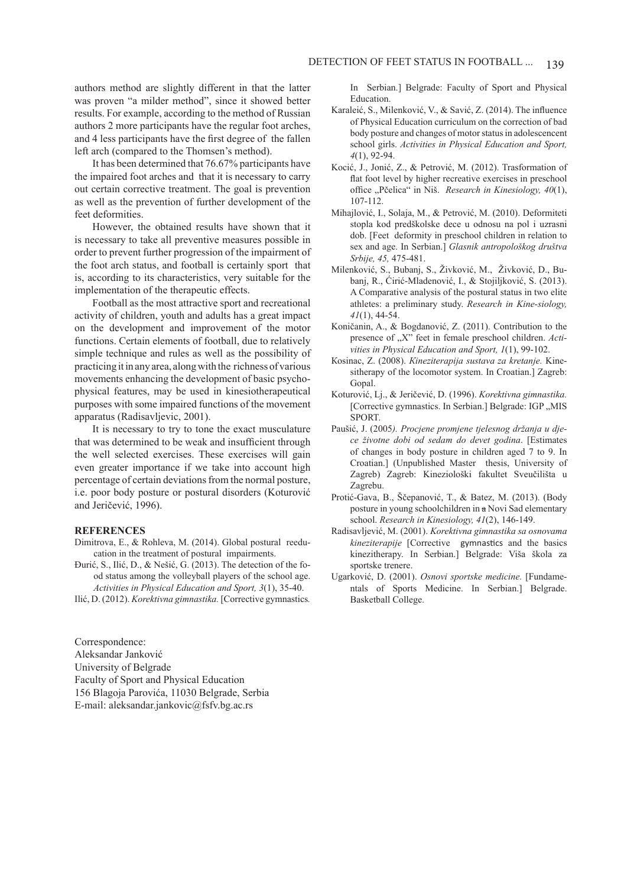authors method are slightly different in that the latter was proven "a milder method", since it showed better results. For example, according to the method of Russian authors 2 more participants have the regular foot arches, and 4 less participants have the first degree of the fallen left arch (compared to the Thomsen's method).

It has been determined that 76.67% participants have the impaired foot arches and that it is necessary to carry out certain corrective treatment. The goal is prevention as well as the prevention of further development of the feet deformities.

However, the obtained results have shown that it is necessary to take all preventive measures possible in order to prevent further progression of the impairment of the foot arch status, and football is certainly sport that is, according to its characteristics, very suitable for the implementation of the therapeutic effects.

Football as the most attractive sport and recreational activity of children, youth and adults has a great impact on the development and improvement of the motor functions. Certain elements of football, due to relatively simple technique and rules as well as the possibility of practicing it in any area, along with the richness of various movements enhancing the development of basic psycho-physical features, may be used in kinesiotherapeutical purposes with some impaired functions of the movement apparatus (Radisavljevic, 2001).

It is necessary to try to tone the exact musculature that was determined to be weak and insufficient through the well selected exercises. These exercises will gain even greater importance if we take into account high percentage of certain deviations from the normal posture, i.e. poor body posture or postural disorders (Koturović and Jeričević, 1996).

## REFERENCES

Dimitrova, E., & Rohleva, M. (2014). Global postural reeducation in the treatment of postural impairments.

Đurić, S., Ilić, D., & Nešić, G. (2013). The detection of the food status among the volleyball players of the school age. *Activities in Physical Education and Sport, 3*(1), 35-40.

Ilić, D. (2012). *Korektivna gimnastika.* [Corrective gymnastics. In Serbian.] Belgrade: Faculty of Sport and Physical Education.

Karaleić, S., Milenković, V., & Savić, Z. (2014). The influence of Physical Education curriculum on the correction of bad body posture and changes of motor status in adolescencent school girls. *Activities in Physical Education and Sport, 4*(1), 92-94.

Kocić, J., Jonić, Z., & Petrović, M. (2012). Trasformation of flat foot level by higher recreative exercises in preschool office „Pčelica" in Niš. *Research in Kinesiology, 40*(1), 107-112.

Mihajlović, I., Solaja, M., & Petrović, M. (2010). Deformiteti stopla kod predškolske dece u odnosu na pol i uzrasni dob. [Feet deformity in preschool children in relation to sex and age. In Serbian.] *Glasnik antropološkog društva Srbije, 45,* 475-481.

Milenković, S., Bubanj, S., Živković, M., Živković, D., Bubanj, R., Ćirić-Mladenović, I., & Stojiljković, S. (2013). A Comparative analysis of the postural status in two elite athletes: a preliminary study. *Research in Kine-siology, 41*(1), 44-54.

Koničanin, A., & Bogdanović, Z. (2011). Contribution to the presence of „X" feet in female preschool children. *Activities in Physical Education and Sport, 1*(1), 99-102.

Kosinac, Z. (2008). *Kineziterapija sustava za kretanje.* Kinesitherapy of the locomotor system. In Croatian.] Zagreb: Gopal.

Koturović, Lj., & Jeričević, D. (1996). *Korektivna gimnastika.* [Corrective gymnastics. In Serbian.] Belgrade: IGP „MIS SPORT.

Paušić, J. (2005*). Procjene promjene tjelesnog držanja u djece životne dobi od sedam do devet godina*. [Estimates of changes in body posture in children aged 7 to 9. In Croatian.] (Unpublished Master thesis, University of Zagreb) Zagreb: Kineziološki fakultet Sveučilišta u Zagrebu.

Protić-Gava, B., Ščepanović, T., & Batez, M. (2013). (Body posture in young schoolchildren in a Novi Sad elementary school. *Research in Kinesiology, 41*(2), 146-149.

Radisavljević, M. (2001). *Korektivna gimnastika sa osnovama kineziterapije* [Corrective gymnastics and the basics kinezitherapy. In Serbian.] Belgrade: Viša škola za sportske trenere.

Ugarković, D. (2001). *Osnovi sportske medicine.* [Fundamentals of Sports Medicine. In Serbian.] Belgrade. Basketball College.

Correspondence:
Aleksandar Janković
University of Belgrade
Faculty of Sport and Physical Education
156 Blagoja Parovića, 11030 Belgrade, Serbia
E-mail: aleksandar.jankovic@fsfv.bg.ac.rs